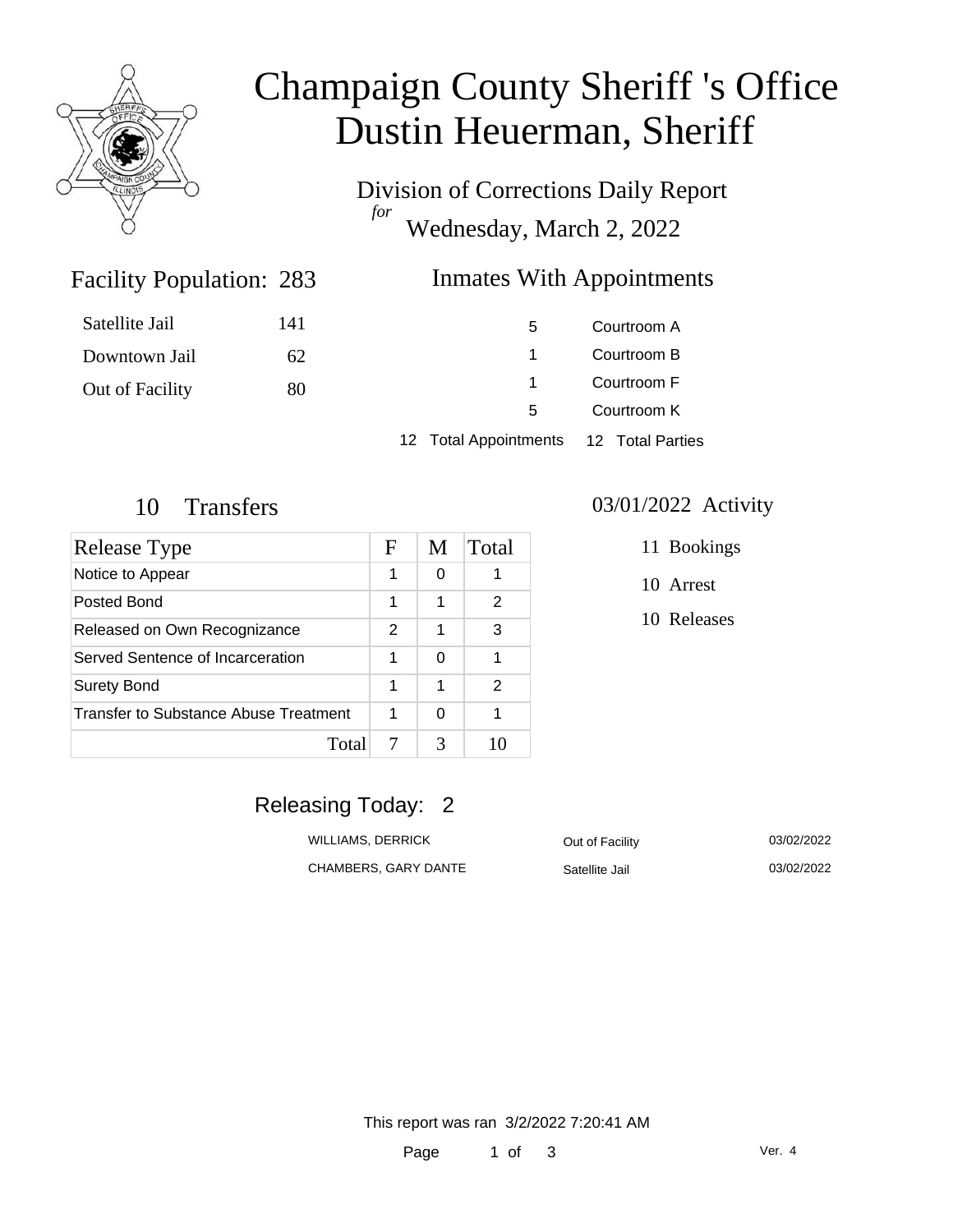# Champaign County Sheriff 's Office
# Dustin Heuerman, Sheriff

Division of Corrections Daily Report
*for*
Wednesday, March 2, 2022

## Facility Population: 283

| | |
|---|---|
| Satellite Jail | 141 |
| Downtown Jail | 62 |
| Out of Facility | 80 |

## Inmates With Appointments

| | |
|---|---|
| 5 | Courtroom A |
| 1 | Courtroom B |
| 1 | Courtroom F |
| 5 | Courtroom K |
| 12 Total Appointments | 12 Total Parties |

## 10 Transfers

| Release Type | F | M | Total |
|---|---|---|---|
| Notice to Appear | 1 | 0 | 1 |
| Posted Bond | 1 | 1 | 2 |
| Released on Own Recognizance | 2 | 1 | 3 |
| Served Sentence of Incarceration | 1 | 0 | 1 |
| Surety Bond | 1 | 1 | 2 |
| Transfer to Substance Abuse Treatment | 1 | 0 | 1 |
| Total | 7 | 3 | 10 |

## 03/01/2022 Activity

11 Bookings

10 Arrest

10 Releases

## Releasing Today: 2

| | | |
|---|---|---|
| WILLIAMS, DERRICK | Out of Facility | 03/02/2022 |
| CHAMBERS, GARY DANTE | Satellite Jail | 03/02/2022 |

This report was ran 3/2/2022 7:20:41 AM

Ver. 4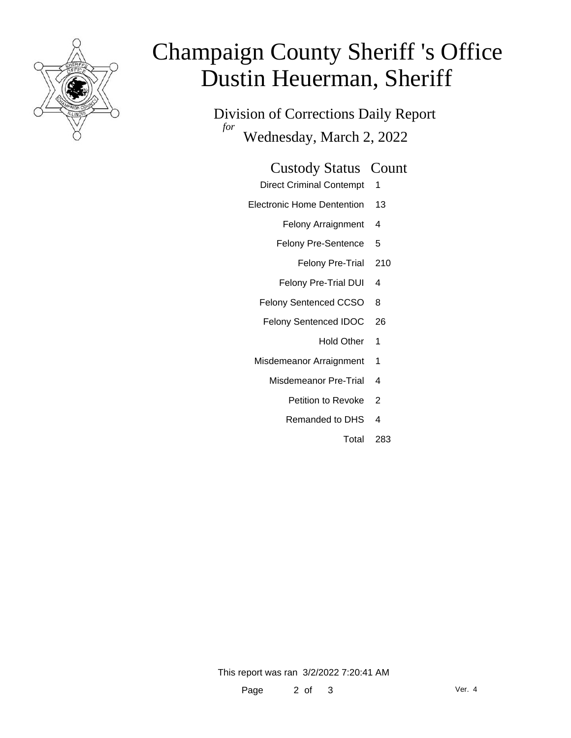# Champaign County Sheriff 's Office
# Dustin Heuerman, Sheriff

Division of Corrections Daily Report

*for* Wednesday, March 2, 2022

| Custody Status | Count |
|---|---|
| Direct Criminal Contempt | 1 |
| Electronic Home Dentention | 13 |
| Felony Arraignment | 4 |
| Felony Pre-Sentence | 5 |
| Felony Pre-Trial | 210 |
| Felony Pre-Trial DUI | 4 |
| Felony Sentenced CCSO | 8 |
| Felony Sentenced IDOC | 26 |
| Hold Other | 1 |
| Misdemeanor Arraignment | 1 |
| Misdemeanor Pre-Trial | 4 |
| Petition to Revoke | 2 |
| Remanded to DHS | 4 |
| Total | 283 |

This report was ran 3/2/2022 7:20:41 AM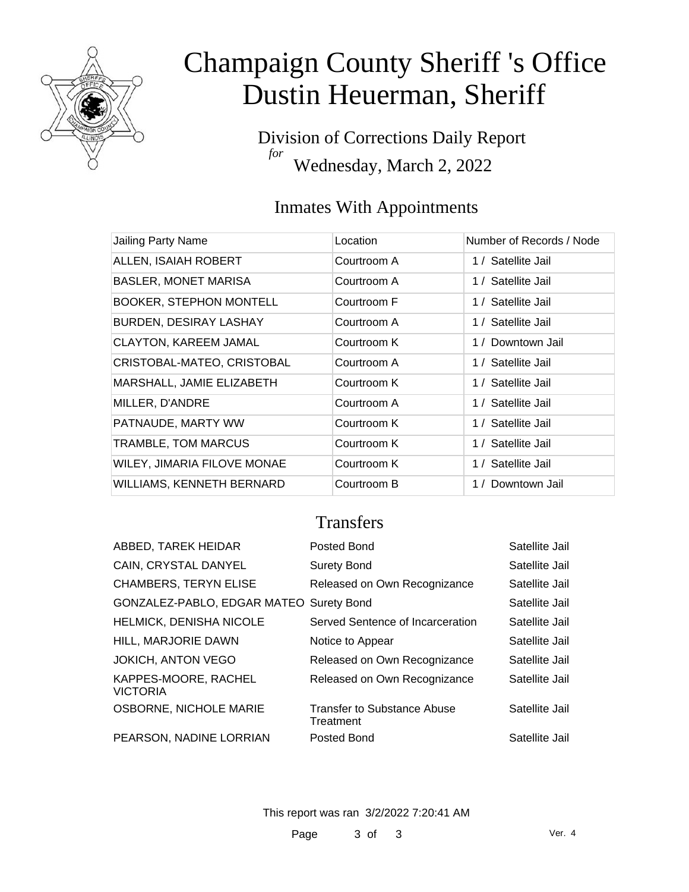# Champaign County Sheriff 's Office
# Dustin Heuerman, Sheriff

Division of Corrections Daily Report
*for*
Wednesday, March 2, 2022

## Inmates With Appointments

| Jailing Party Name | Location | Number of Records / Node |
|---|---|---|
| ALLEN, ISAIAH ROBERT | Courtroom A | 1 / Satellite Jail |
| BASLER, MONET MARISA | Courtroom A | 1 / Satellite Jail |
| BOOKER, STEPHON MONTELL | Courtroom F | 1 / Satellite Jail |
| BURDEN, DESIRAY LASHAY | Courtroom A | 1 / Satellite Jail |
| CLAYTON, KAREEM JAMAL | Courtroom K | 1 / Downtown Jail |
| CRISTOBAL-MATEO, CRISTOBAL | Courtroom A | 1 / Satellite Jail |
| MARSHALL, JAMIE ELIZABETH | Courtroom K | 1 / Satellite Jail |
| MILLER, D'ANDRE | Courtroom A | 1 / Satellite Jail |
| PATNAUDE, MARTY WW | Courtroom K | 1 / Satellite Jail |
| TRAMBLE, TOM MARCUS | Courtroom K | 1 / Satellite Jail |
| WILEY, JIMARIA FILOVE MONAE | Courtroom K | 1 / Satellite Jail |
| WILLIAMS, KENNETH BERNARD | Courtroom B | 1 / Downtown Jail |

## Transfers

| | | |
|---|---|---|
| ABBED, TAREK HEIDAR | Posted Bond | Satellite Jail |
| CAIN, CRYSTAL DANYEL | Surety Bond | Satellite Jail |
| CHAMBERS, TERYN ELISE | Released on Own Recognizance | Satellite Jail |
| GONZALEZ-PABLO, EDGAR MATEO | Surety Bond | Satellite Jail |
| HELMICK, DENISHA NICOLE | Served Sentence of Incarceration | Satellite Jail |
| HILL, MARJORIE DAWN | Notice to Appear | Satellite Jail |
| JOKICH, ANTON VEGO | Released on Own Recognizance | Satellite Jail |
| KAPPES-MOORE, RACHEL VICTORIA | Released on Own Recognizance | Satellite Jail |
| OSBORNE, NICHOLE MARIE | Transfer to Substance Abuse Treatment | Satellite Jail |
| PEARSON, NADINE LORRIAN | Posted Bond | Satellite Jail |

This report was ran 3/2/2022 7:20:41 AM

Ver. 4